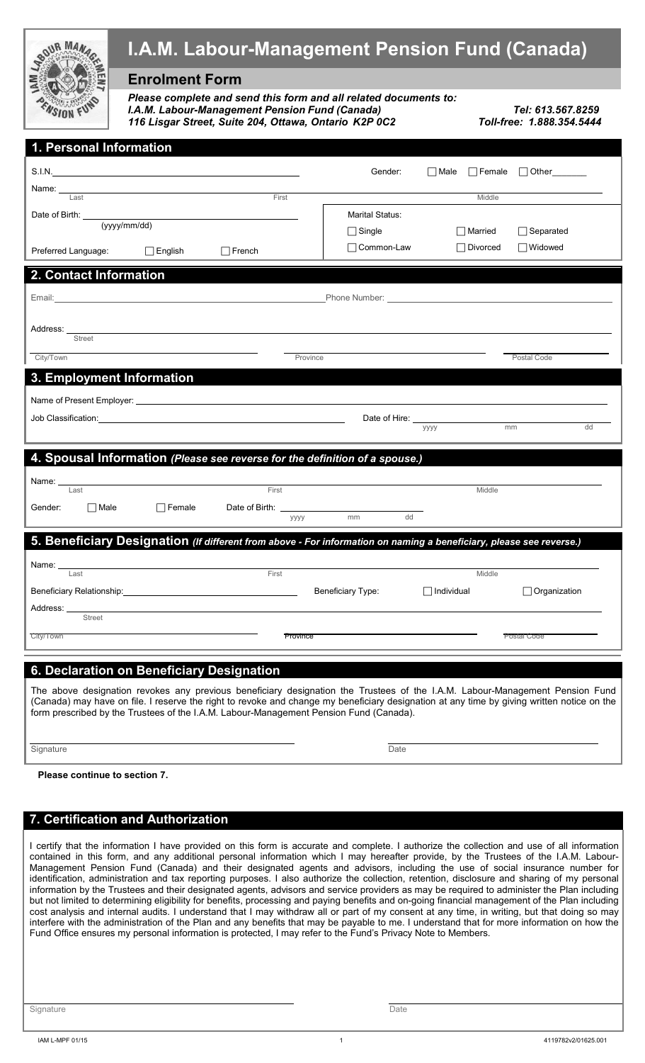# I.A.M. Labour-Management Pension Fund (Canada)

## Enrolment Form

***Please complete and send this form and all related documents to:***
***I.A.M. Labour-Management Pension Fund (Canada)***
***116 Lisgar Street, Suite 204, Ottawa, Ontario K2P 0C2***

***Tel: 613.567.8259***
***Toll-free: 1.888.354.5444***

## 1. Personal Information

S.I.N. ____________________

Gender: ☐ Male ☐ Female ☐ Other______

Name: ____________________ (Last) ____________________ (First) ____________________ (Middle)

Date of Birth: ____________________ (yyyy/mm/dd)

Marital Status:
☐ Single ☐ Married ☐ Separated
☐ Common-Law ☐ Divorced ☐ Widowed

Preferred Language: ☐ English ☐ French

## 2. Contact Information

Email: ____________________

Phone Number: ____________________

Address: ____________________ (Street)

____________________ (City/Town) ____________________ (Province) ____________________ (Postal Code)

## 3. Employment Information

Name of Present Employer: ____________________

Job Classification: ____________________

Date of Hire: ______ (yyyy) ______ (mm) ______ (dd)

## 4. Spousal Information *(Please see reverse for the definition of a spouse.)*

Name: ____________________ (Last) ____________________ (First) ____________________ (Middle)

Gender: ☐ Male ☐ Female

Date of Birth: ______ (yyyy) ______ (mm) ______ (dd)

## 5. Beneficiary Designation *(If different from above - For information on naming a beneficiary, please see reverse.)*

Name: ____________________ (Last) ____________________ (First) ____________________ (Middle)

Beneficiary Relationship: ____________________

Beneficiary Type: ☐ Individual ☐ Organization

Address: ____________________ (Street)

____________________ (City/Town) ____________________ (Province) ____________________ (Postal Code)

## 6. Declaration on Beneficiary Designation

The above designation revokes any previous beneficiary designation the Trustees of the I.A.M. Labour-Management Pension Fund (Canada) may have on file. I reserve the right to revoke and change my beneficiary designation at any time by giving written notice on the form prescribed by the Trustees of the I.A.M. Labour-Management Pension Fund (Canada).

____________________ (Signature) ____________________ (Date)

**Please continue to section 7.**

## 7. Certification and Authorization

I certify that the information I have provided on this form is accurate and complete. I authorize the collection and use of all information contained in this form, and any additional personal information which I may hereafter provide, by the Trustees of the I.A.M. Labour-Management Pension Fund (Canada) and their designated agents and advisors, including the use of social insurance number for identification, administration and tax reporting purposes. I also authorize the collection, retention, disclosure and sharing of my personal information by the Trustees and their designated agents, advisors and service providers as may be required to administer the Plan including but not limited to determining eligibility for benefits, processing and paying benefits and on-going financial management of the Plan including cost analysis and internal audits. I understand that I may withdraw all or part of my consent at any time, in writing, but that doing so may interfere with the administration of the Plan and any benefits that may be payable to me. I understand that for more information on how the Fund Office ensures my personal information is protected, I may refer to the Fund's Privacy Note to Members.

____________________ (Signature) ____________________ (Date)

IAM L-MPF 01/15 4119782v2/01625.001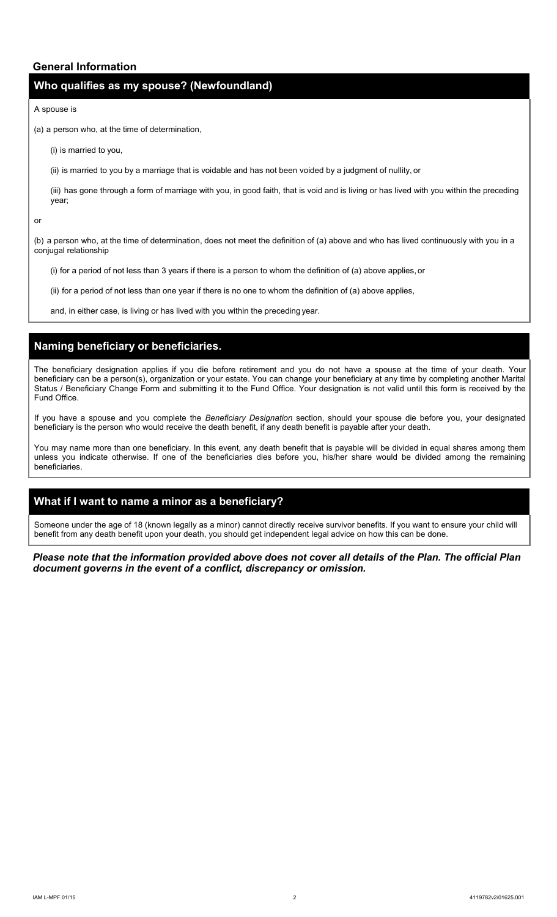## General Information

## Who qualifies as my spouse? (Newfoundland)

A spouse is

(a) a person who, at the time of determination,

(i) is married to you,

(ii) is married to you by a marriage that is voidable and has not been voided by a judgment of nullity, or

(iii) has gone through a form of marriage with you, in good faith, that is void and is living or has lived with you within the preceding year;

or

(b) a person who, at the time of determination, does not meet the definition of (a) above and who has lived continuously with you in a conjugal relationship

(i) for a period of not less than 3 years if there is a person to whom the definition of (a) above applies, or

(ii) for a period of not less than one year if there is no one to whom the definition of (a) above applies,

and, in either case, is living or has lived with you within the preceding year.

## Naming beneficiary or beneficiaries.

The beneficiary designation applies if you die before retirement and you do not have a spouse at the time of your death. Your beneficiary can be a person(s), organization or your estate. You can change your beneficiary at any time by completing another Marital Status / Beneficiary Change Form and submitting it to the Fund Office. Your designation is not valid until this form is received by the Fund Office.

If you have a spouse and you complete the *Beneficiary Designation* section, should your spouse die before you, your designated beneficiary is the person who would receive the death benefit, if any death benefit is payable after your death.

You may name more than one beneficiary. In this event, any death benefit that is payable will be divided in equal shares among them unless you indicate otherwise. If one of the beneficiaries dies before you, his/her share would be divided among the remaining beneficiaries.

## What if I want to name a minor as a beneficiary?

Someone under the age of 18 (known legally as a minor) cannot directly receive survivor benefits. If you want to ensure your child will benefit from any death benefit upon your death, you should get independent legal advice on how this can be done.

***Please note that the information provided above does not cover all details of the Plan. The official Plan document governs in the event of a conflict, discrepancy or omission.***

IAM L-MPF 01/15 4119782v2/01625.001